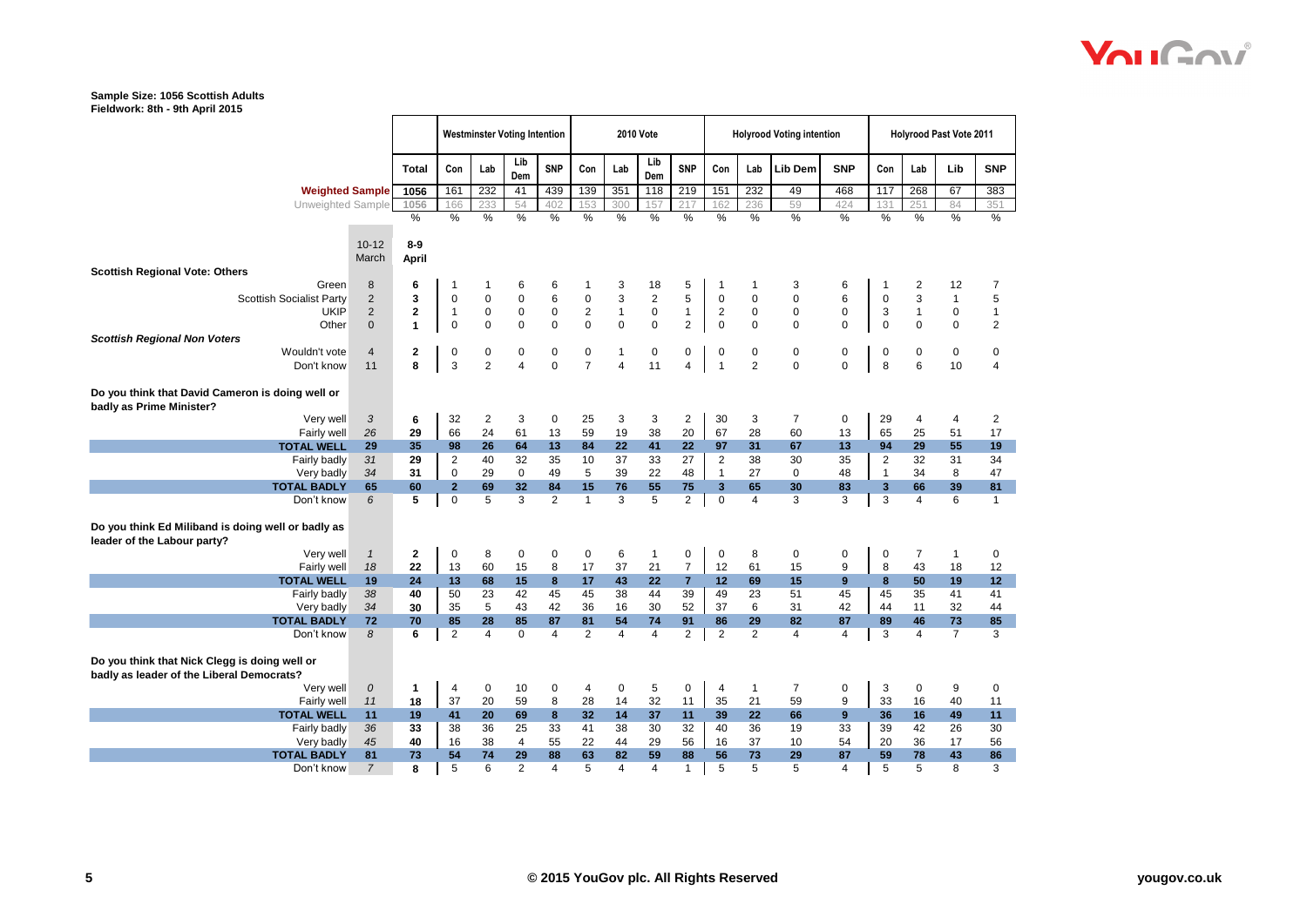**Sample Size: 1056 Scottish Adults**
**Fieldwork: 8th - 9th April 2015**

| | | | Westminster Voting Intention | | | | 2010 Vote | | | | Holyrood Voting intention | | | | Holyrood Past Vote 2011 | | | |
|---|---|---|---|---|---|---|---|---|---|---|---|---|---|---|---|---|---|---|
| | | Total | Con | Lab | Lib Dem | SNP | Con | Lab | Lib Dem | SNP | Con | Lab | Lib Dem | SNP | Con | Lab | Lib | SNP |
| **Weighted Sample** | | 1056 | 161 | 232 | 41 | 439 | 139 | 351 | 118 | 219 | 151 | 232 | 49 | 468 | 117 | 268 | 67 | 383 |
| Unweighted Sample | | 1056 | 166 | 233 | 54 | 402 | 153 | 300 | 157 | 217 | 162 | 236 | 59 | 424 | 131 | 251 | 84 | 351 |
| | | % | % | % | % | % | % | % | % | % | % | % | % | % | % | % | % | % |
| | 10-12 March | 8-9 April | | | | | | | | | | | | | | | | |
| **Scottish Regional Vote: Others** | | | | | | | | | | | | | | | | | | |
| Green | 8 | 6 | 1 | 1 | 6 | 6 | 1 | 3 | 18 | 5 | 1 | 1 | 3 | 6 | 1 | 2 | 12 | 7 |
| Scottish Socialist Party | 2 | 3 | 0 | 0 | 0 | 6 | 0 | 3 | 2 | 5 | 0 | 0 | 0 | 6 | 0 | 3 | 1 | 5 |
| UKIP | 2 | 2 | 1 | 0 | 0 | 0 | 2 | 1 | 0 | 1 | 2 | 0 | 0 | 0 | 3 | 1 | 0 | 1 |
| Other | 0 | 1 | 0 | 0 | 0 | 0 | 0 | 0 | 0 | 2 | 0 | 0 | 0 | 0 | 0 | 0 | 0 | 2 |
| ***Scottish Regional Non Voters*** | | | | | | | | | | | | | | | | | | |
| Wouldn't vote | 4 | 2 | 0 | 0 | 0 | 0 | 0 | 1 | 0 | 0 | 0 | 0 | 0 | 0 | 0 | 0 | 0 | 0 |
| Don't know | 11 | 8 | 3 | 2 | 4 | 0 | 7 | 4 | 11 | 4 | 1 | 2 | 0 | 0 | 8 | 6 | 10 | 4 |
| **Do you think that David Cameron is doing well or badly as Prime Minister?** | | | | | | | | | | | | | | | | | | |
| Very well | *3* | 6 | 32 | 2 | 3 | 0 | 25 | 3 | 3 | 2 | 30 | 3 | 7 | 0 | 29 | 4 | 4 | 2 |
| Fairly well | *26* | 29 | 66 | 24 | 61 | 13 | 59 | 19 | 38 | 20 | 67 | 28 | 60 | 13 | 65 | 25 | 51 | 17 |
| **TOTAL WELL** | **29** | **35** | **98** | **26** | **64** | **13** | **84** | **22** | **41** | **22** | **97** | **31** | **67** | **13** | **94** | **29** | **55** | **19** |
| Fairly badly | *31* | 29 | 2 | 40 | 32 | 35 | 10 | 37 | 33 | 27 | 2 | 38 | 30 | 35 | 2 | 32 | 31 | 34 |
| Very badly | *34* | 31 | 0 | 29 | 0 | 49 | 5 | 39 | 22 | 48 | 1 | 27 | 0 | 48 | 1 | 34 | 8 | 47 |
| **TOTAL BADLY** | **65** | **60** | **2** | **69** | **32** | **84** | **15** | **76** | **55** | **75** | **3** | **65** | **30** | **83** | **3** | **66** | **39** | **81** |
| Don't know | *6* | 5 | 0 | 5 | 3 | 2 | 1 | 3 | 5 | 2 | 0 | 4 | 3 | 3 | 3 | 4 | 6 | 1 |
| **Do you think Ed Miliband is doing well or badly as leader of the Labour party?** | | | | | | | | | | | | | | | | | | |
| Very well | *1* | 2 | 0 | 8 | 0 | 0 | 0 | 6 | 1 | 0 | 0 | 8 | 0 | 0 | 0 | 7 | 1 | 0 |
| Fairly well | *18* | 22 | 13 | 60 | 15 | 8 | 17 | 37 | 21 | 7 | 12 | 61 | 15 | 9 | 8 | 43 | 18 | 12 |
| **TOTAL WELL** | **19** | **24** | **13** | **68** | **15** | **8** | **17** | **43** | **22** | **7** | **12** | **69** | **15** | **9** | **8** | **50** | **19** | **12** |
| Fairly badly | *38* | 40 | 50 | 23 | 42 | 45 | 45 | 38 | 44 | 39 | 49 | 23 | 51 | 45 | 45 | 35 | 41 | 41 |
| Very badly | *34* | 30 | 35 | 5 | 43 | 42 | 36 | 16 | 30 | 52 | 37 | 6 | 31 | 42 | 44 | 11 | 32 | 44 |
| **TOTAL BADLY** | **72** | **70** | **85** | **28** | **85** | **87** | **81** | **54** | **74** | **91** | **86** | **29** | **82** | **87** | **89** | **46** | **73** | **85** |
| Don't know | *8* | 6 | 2 | 4 | 0 | 4 | 2 | 4 | 4 | 2 | 2 | 2 | 4 | 4 | 3 | 4 | 7 | 3 |
| **Do you think that Nick Clegg is doing well or badly as leader of the Liberal Democrats?** | | | | | | | | | | | | | | | | | | |
| Very well | *0* | 1 | 4 | 0 | 10 | 0 | 4 | 0 | 5 | 0 | 4 | 1 | 7 | 0 | 3 | 0 | 9 | 0 |
| Fairly well | *11* | 18 | 37 | 20 | 59 | 8 | 28 | 14 | 32 | 11 | 35 | 21 | 59 | 9 | 33 | 16 | 40 | 11 |
| **TOTAL WELL** | **11** | **19** | **41** | **20** | **69** | **8** | **32** | **14** | **37** | **11** | **39** | **22** | **66** | **9** | **36** | **16** | **49** | **11** |
| Fairly badly | *36* | 33 | 38 | 36 | 25 | 33 | 41 | 38 | 30 | 32 | 40 | 36 | 19 | 33 | 39 | 42 | 26 | 30 |
| Very badly | *45* | 40 | 16 | 38 | 4 | 55 | 22 | 44 | 29 | 56 | 16 | 37 | 10 | 54 | 20 | 36 | 17 | 56 |
| **TOTAL BADLY** | **81** | **73** | **54** | **74** | **29** | **88** | **63** | **82** | **59** | **88** | **56** | **73** | **29** | **87** | **59** | **78** | **43** | **86** |
| Don't know | *7* | 8 | 5 | 6 | 2 | 4 | 5 | 4 | 4 | 1 | 5 | 5 | 5 | 4 | 5 | 5 | 8 | 3 |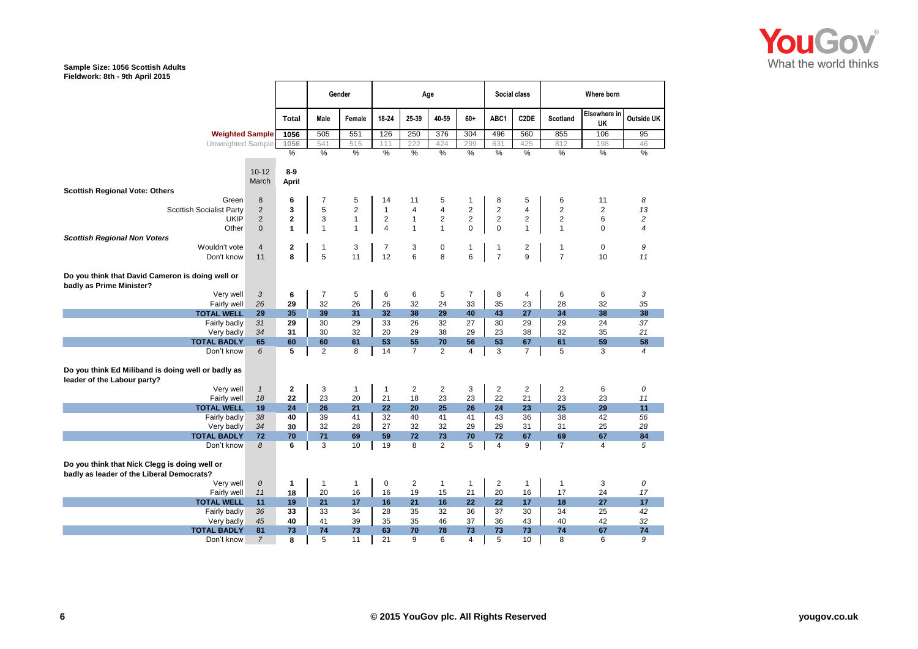Sample Size: 1056 Scottish Adults
Fieldwork: 8th - 9th April 2015

| | | | Gender | | Age | | | | Social class | | Where born | | |
|---|---|---|---|---|---|---|---|---|---|---|---|---|---|
| | | Total | Male | Female | 18-24 | 25-39 | 40-59 | 60+ | ABC1 | C2DE | Scotland | Elsewhere in UK | Outside UK |
| Weighted Sample | | 1056 | 505 | 551 | 126 | 250 | 376 | 304 | 496 | 560 | 855 | 106 | 95 |
| Unweighted Sample | | 1056 | 541 | 515 | 111 | 222 | 424 | 299 | 631 | 425 | 812 | 198 | 46 |
| | | % | % | % | % | % | % | % | % | % | % | % | % |
| | 10-12 March | 8-9 April | | | | | | | | | | | |
| **Scottish Regional Vote: Others** | | | | | | | | | | | | | |
| Green | 8 | 6 | 7 | 5 | 14 | 11 | 5 | 1 | 8 | 5 | 6 | 11 | 8 |
| Scottish Socialist Party | 2 | 3 | 5 | 2 | 1 | 4 | 4 | 2 | 2 | 4 | 2 | 2 | 13 |
| UKIP | 2 | 2 | 3 | 1 | 2 | 1 | 2 | 2 | 2 | 2 | 2 | 6 | 2 |
| Other | 0 | 1 | 1 | 1 | 4 | 1 | 1 | 0 | 0 | 1 | 1 | 0 | 4 |
| ***Scottish Regional Non Voters*** | | | | | | | | | | | | | |
| Wouldn't vote | 4 | 2 | 1 | 3 | 7 | 3 | 0 | 1 | 1 | 2 | 1 | 0 | 9 |
| Don't know | 11 | 8 | 5 | 11 | 12 | 6 | 8 | 6 | 7 | 9 | 7 | 10 | 11 |
| **Do you think that David Cameron is doing well or badly as Prime Minister?** | | | | | | | | | | | | | |
| Very well | 3 | 6 | 7 | 5 | 6 | 6 | 5 | 7 | 8 | 4 | 6 | 6 | 3 |
| Fairly well | 26 | 29 | 32 | 26 | 26 | 32 | 24 | 33 | 35 | 23 | 28 | 32 | 35 |
| **TOTAL WELL** | 29 | 35 | 39 | 31 | 32 | 38 | 29 | 40 | 43 | 27 | 34 | 38 | 38 |
| Fairly badly | 31 | 29 | 30 | 29 | 33 | 26 | 32 | 27 | 30 | 29 | 29 | 24 | 37 |
| Very badly | 34 | 31 | 30 | 32 | 20 | 29 | 38 | 29 | 23 | 38 | 32 | 35 | 21 |
| **TOTAL BADLY** | 65 | 60 | 60 | 61 | 53 | 55 | 70 | 56 | 53 | 67 | 61 | 59 | 58 |
| Don't know | 6 | 5 | 2 | 8 | 14 | 7 | 2 | 4 | 3 | 7 | 5 | 3 | 4 |
| **Do you think Ed Miliband is doing well or badly as leader of the Labour party?** | | | | | | | | | | | | | |
| Very well | 1 | 2 | 3 | 1 | 1 | 2 | 2 | 3 | 2 | 2 | 2 | 6 | 0 |
| Fairly well | 18 | 22 | 23 | 20 | 21 | 18 | 23 | 23 | 22 | 21 | 23 | 23 | 11 |
| **TOTAL WELL** | 19 | 24 | 26 | 21 | 22 | 20 | 25 | 26 | 24 | 23 | 25 | 29 | 11 |
| Fairly badly | 38 | 40 | 39 | 41 | 32 | 40 | 41 | 41 | 43 | 36 | 38 | 42 | 56 |
| Very badly | 34 | 30 | 32 | 28 | 27 | 32 | 32 | 29 | 29 | 31 | 31 | 25 | 28 |
| **TOTAL BADLY** | 72 | 70 | 71 | 69 | 59 | 72 | 73 | 70 | 72 | 67 | 69 | 67 | 84 |
| Don't know | 8 | 6 | 3 | 10 | 19 | 8 | 2 | 5 | 4 | 9 | 7 | 4 | 5 |
| **Do you think that Nick Clegg is doing well or badly as leader of the Liberal Democrats?** | | | | | | | | | | | | | |
| Very well | 0 | 1 | 1 | 1 | 0 | 2 | 1 | 1 | 2 | 1 | 1 | 3 | 0 |
| Fairly well | 11 | 18 | 20 | 16 | 16 | 19 | 15 | 21 | 20 | 16 | 17 | 24 | 17 |
| **TOTAL WELL** | 11 | 19 | 21 | 17 | 16 | 21 | 16 | 22 | 22 | 17 | 18 | 27 | 17 |
| Fairly badly | 36 | 33 | 33 | 34 | 28 | 35 | 32 | 36 | 37 | 30 | 34 | 25 | 42 |
| Very badly | 45 | 40 | 41 | 39 | 35 | 35 | 46 | 37 | 36 | 43 | 40 | 42 | 32 |
| **TOTAL BADLY** | 81 | 73 | 74 | 73 | 63 | 70 | 78 | 73 | 73 | 73 | 74 | 67 | 74 |
| Don't know | 7 | 8 | 5 | 11 | 21 | 9 | 6 | 4 | 5 | 10 | 8 | 6 | 9 |

© 2015 YouGov plc. All Rights Reserved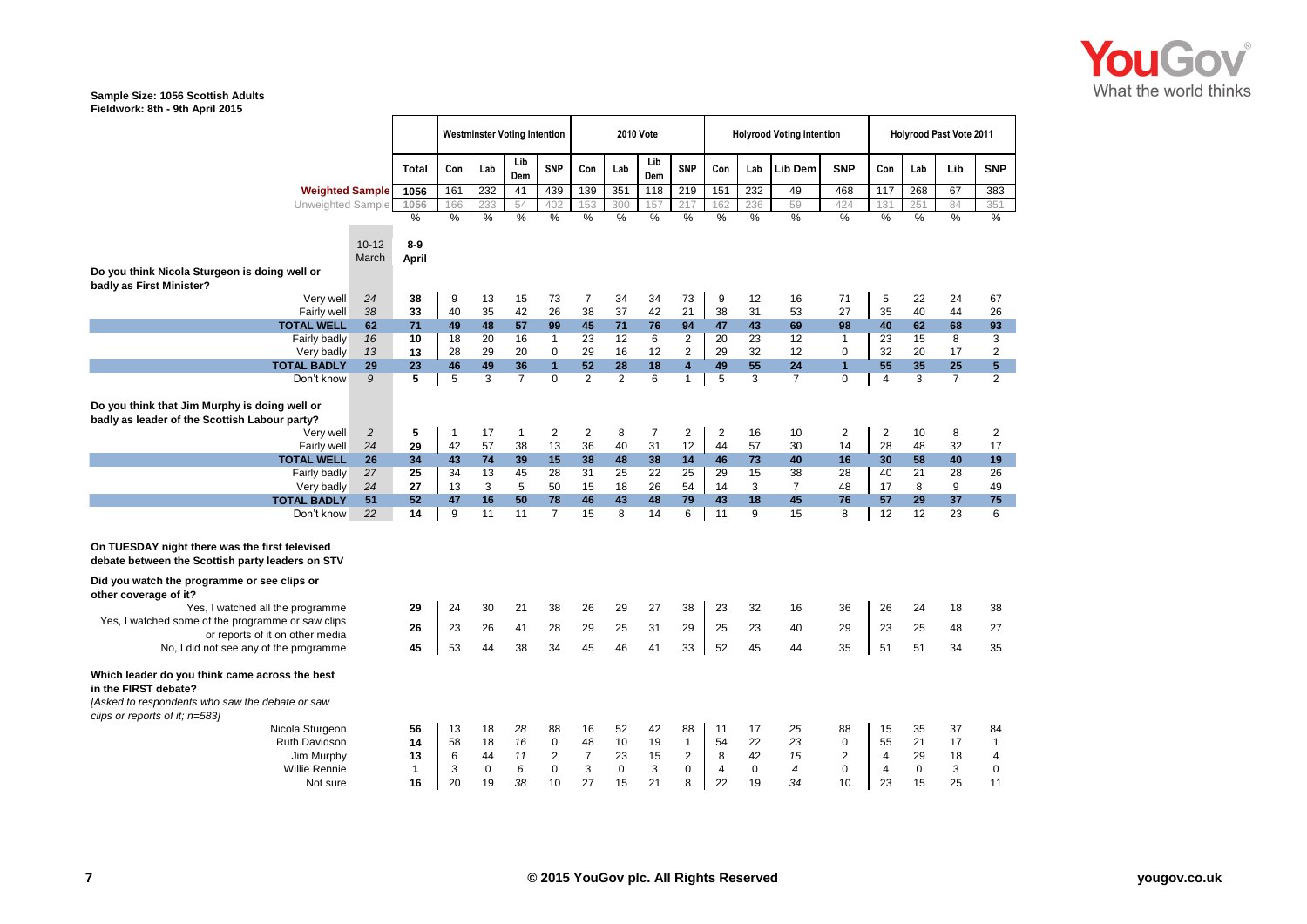**Sample Size: 1056 Scottish Adults**
**Fieldwork: 8th - 9th April 2015**

| | 10-12 March | Total 8-9 April | Westminster Voting Intention: Con | Lab | Lib Dem | SNP | 2010 Vote: Con | Lab | Lib Dem | SNP | Holyrood Voting intention: Con | Lab | Lib Dem | SNP | Holyrood Past Vote 2011: Con | Lab | Lib | SNP |
|---|---|---|---|---|---|---|---|---|---|---|---|---|---|---|---|---|---|---|
| Weighted Sample | | 1056 | 161 | 232 | 41 | 439 | 139 | 351 | 118 | 219 | 151 | 232 | 49 | 468 | 117 | 268 | 67 | 383 |
| Unweighted Sample | | 1056 | 166 | 233 | 54 | 402 | 153 | 300 | 157 | 217 | 162 | 236 | 59 | 424 | 131 | 251 | 84 | 351 |
| | | % | % | % | % | % | % | % | % | % | % | % | % | % | % | % | % | % |
| **Do you think Nicola Sturgeon is doing well or badly as First Minister?** | | | | | | | | | | | | | | | | | | |
| Very well | 24 | 38 | 9 | 13 | 15 | 73 | 7 | 34 | 34 | 73 | 9 | 12 | 16 | 71 | 5 | 22 | 24 | 67 |
| Fairly well | 38 | 33 | 40 | 35 | 42 | 26 | 38 | 37 | 42 | 21 | 38 | 31 | 53 | 27 | 35 | 40 | 44 | 26 |
| **TOTAL WELL** | **62** | **71** | **49** | **48** | **57** | **99** | **45** | **71** | **76** | **94** | **47** | **43** | **69** | **98** | **40** | **62** | **68** | **93** |
| Fairly badly | 16 | 10 | 18 | 20 | 16 | 1 | 23 | 12 | 6 | 2 | 20 | 23 | 12 | 1 | 23 | 15 | 8 | 3 |
| Very badly | 13 | 13 | 28 | 29 | 20 | 0 | 29 | 16 | 12 | 2 | 29 | 32 | 12 | 0 | 32 | 20 | 17 | 2 |
| **TOTAL BADLY** | **29** | **23** | **46** | **49** | **36** | **1** | **52** | **28** | **18** | **4** | **49** | **55** | **24** | **1** | **55** | **35** | **25** | **5** |
| Don't know | 9 | 5 | 5 | 3 | 7 | 0 | 2 | 2 | 6 | 1 | 5 | 3 | 7 | 0 | 4 | 3 | 7 | 2 |
| **Do you think that Jim Murphy is doing well or badly as leader of the Scottish Labour party?** | | | | | | | | | | | | | | | | | | |
| Very well | 2 | 5 | 1 | 17 | 1 | 2 | 2 | 8 | 7 | 2 | 2 | 16 | 10 | 2 | 2 | 10 | 8 | 2 |
| Fairly well | 24 | 29 | 42 | 57 | 38 | 13 | 36 | 40 | 31 | 12 | 44 | 57 | 30 | 14 | 28 | 48 | 32 | 17 |
| **TOTAL WELL** | **26** | **34** | **43** | **74** | **39** | **15** | **38** | **48** | **38** | **14** | **46** | **73** | **40** | **16** | **30** | **58** | **40** | **19** |
| Fairly badly | 27 | 25 | 34 | 13 | 45 | 28 | 31 | 25 | 22 | 25 | 29 | 15 | 38 | 28 | 40 | 21 | 28 | 26 |
| Very badly | 24 | 27 | 13 | 3 | 5 | 50 | 15 | 18 | 26 | 54 | 14 | 3 | 7 | 48 | 17 | 8 | 9 | 49 |
| **TOTAL BADLY** | **51** | **52** | **47** | **16** | **50** | **78** | **46** | **43** | **48** | **79** | **43** | **18** | **45** | **76** | **57** | **29** | **37** | **75** |
| Don't know | 22 | 14 | 9 | 11 | 11 | 7 | 15 | 8 | 14 | 6 | 11 | 9 | 15 | 8 | 12 | 12 | 23 | 6 |
| **On TUESDAY night there was the first televised debate between the Scottish party leaders on STV** | | | | | | | | | | | | | | | | | | |
| **Did you watch the programme or see clips or other coverage of it?** | | | | | | | | | | | | | | | | | | |
| Yes, I watched all the programme | | 29 | 24 | 30 | 21 | 38 | 26 | 29 | 27 | 38 | 23 | 32 | 16 | 36 | 26 | 24 | 18 | 38 |
| Yes, I watched some of the programme or saw clips or reports of it on other media | | 26 | 23 | 26 | 41 | 28 | 29 | 25 | 31 | 29 | 25 | 23 | 40 | 29 | 23 | 25 | 48 | 27 |
| No, I did not see any of the programme | | 45 | 53 | 44 | 38 | 34 | 45 | 46 | 41 | 33 | 52 | 45 | 44 | 35 | 51 | 51 | 34 | 35 |
| **Which leader do you think came across the best in the FIRST debate?** *[Asked to respondents who saw the debate or saw clips or reports of it; n=583]* | | | | | | | | | | | | | | | | | | |
| Nicola Sturgeon | | 56 | 13 | 18 | *28* | 88 | 16 | 52 | 42 | 88 | 11 | 17 | *25* | 88 | 15 | 35 | 37 | 84 |
| Ruth Davidson | | 14 | 58 | 18 | *16* | 0 | 48 | 10 | 19 | 1 | 54 | 22 | *23* | 0 | 55 | 21 | 17 | 1 |
| Jim Murphy | | 13 | 6 | 44 | *11* | 2 | 7 | 23 | 15 | 2 | 8 | 42 | *15* | 2 | 4 | 29 | 18 | 4 |
| Willie Rennie | | 1 | 3 | 0 | *6* | 0 | 3 | 0 | 3 | 0 | 4 | 0 | *4* | 0 | 4 | 0 | 3 | 0 |
| Not sure | | 16 | 20 | 19 | *38* | 10 | 27 | 15 | 21 | 8 | 22 | 19 | *34* | 10 | 23 | 15 | 25 | 11 |

© 2015 YouGov plc. All Rights Reserved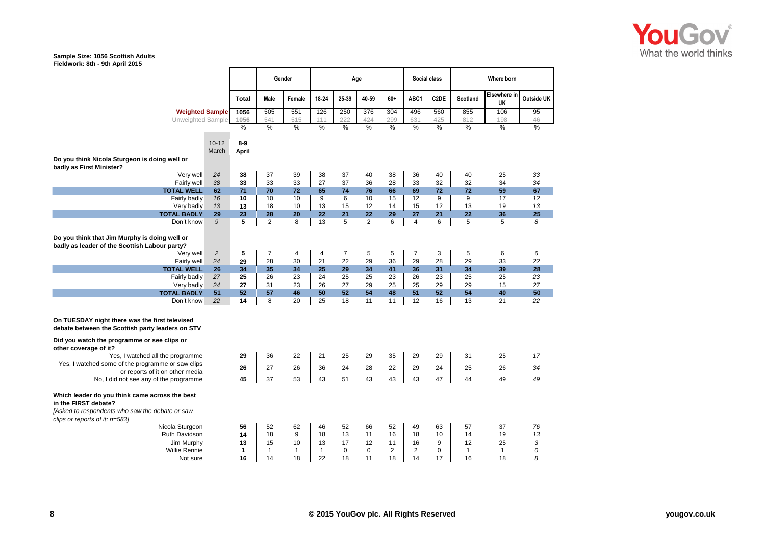**Sample Size: 1056 Scottish Adults**
**Fieldwork: 8th - 9th April 2015**

| | 10-12 March | Total 8-9 April | Gender: Male | Gender: Female | Age: 18-24 | Age: 25-39 | Age: 40-59 | Age: 60+ | Social class: ABC1 | Social class: C2DE | Where born: Scotland | Where born: Elsewhere in UK | Where born: Outside UK |
|---|---|---|---|---|---|---|---|---|---|---|---|---|---|
| **Weighted Sample** | | 1056 | 505 | 551 | 126 | 250 | 376 | 304 | 496 | 560 | 855 | 106 | 95 |
| Unweighted Sample | | 1056 | 541 | 515 | 111 | 222 | 424 | 299 | 631 | 425 | 812 | 198 | 46 |
| | | % | % | % | % | % | % | % | % | % | % | % | % |
| **Do you think Nicola Sturgeon is doing well or badly as First Minister?** | | | | | | | | | | | | | |
| Very well | 24 | 38 | 37 | 39 | 38 | 37 | 40 | 38 | 36 | 40 | 40 | 25 | 33 |
| Fairly well | 38 | 33 | 33 | 33 | 27 | 37 | 36 | 28 | 33 | 32 | 32 | 34 | 34 |
| **TOTAL WELL** | 62 | 71 | 70 | 72 | 65 | 74 | 76 | 66 | 69 | 72 | 72 | 59 | 67 |
| Fairly badly | 16 | 10 | 10 | 10 | 9 | 6 | 10 | 15 | 12 | 9 | 9 | 17 | 12 |
| Very badly | 13 | 13 | 18 | 10 | 13 | 15 | 12 | 14 | 15 | 12 | 13 | 19 | 13 |
| **TOTAL BADLY** | 29 | 23 | 28 | 20 | 22 | 21 | 22 | 29 | 27 | 21 | 22 | 36 | 25 |
| Don't know | 9 | 5 | 2 | 8 | 13 | 5 | 2 | 6 | 4 | 6 | 5 | 5 | 8 |
| **Do you think that Jim Murphy is doing well or badly as leader of the Scottish Labour party?** | | | | | | | | | | | | | |
| Very well | 2 | 5 | 7 | 4 | 4 | 7 | 5 | 5 | 7 | 3 | 5 | 6 | 6 |
| Fairly well | 24 | 29 | 28 | 30 | 21 | 22 | 29 | 36 | 29 | 28 | 29 | 33 | 22 |
| **TOTAL WELL** | 26 | 34 | 35 | 34 | 25 | 29 | 34 | 41 | 36 | 31 | 34 | 39 | 28 |
| Fairly badly | 27 | 25 | 26 | 23 | 24 | 25 | 25 | 23 | 26 | 23 | 25 | 25 | 23 |
| Very badly | 24 | 27 | 31 | 23 | 26 | 27 | 29 | 25 | 25 | 29 | 29 | 15 | 27 |
| **TOTAL BADLY** | 51 | 52 | 57 | 46 | 50 | 52 | 54 | 48 | 51 | 52 | 54 | 40 | 50 |
| Don't know | 22 | 14 | 8 | 20 | 25 | 18 | 11 | 11 | 12 | 16 | 13 | 21 | 22 |
| **On TUESDAY night there was the first televised debate between the Scottish party leaders on STV** | | | | | | | | | | | | | |
| **Did you watch the programme or see clips or other coverage of it?** | | | | | | | | | | | | | |
| Yes, I watched all the programme | | 29 | 36 | 22 | 21 | 25 | 29 | 35 | 29 | 29 | 31 | 25 | 17 |
| Yes, I watched some of the programme or saw clips or reports of it on other media | | 26 | 27 | 26 | 36 | 24 | 28 | 22 | 29 | 24 | 25 | 26 | 34 |
| No, I did not see any of the programme | | 45 | 37 | 53 | 43 | 51 | 43 | 43 | 43 | 47 | 44 | 49 | 49 |
| **Which leader do you think came across the best in the FIRST debate?** *[Asked to respondents who saw the debate or saw clips or reports of it; n=583]* | | | | | | | | | | | | | |
| Nicola Sturgeon | | 56 | 52 | 62 | 46 | 52 | 66 | 52 | 49 | 63 | 57 | 37 | 76 |
| Ruth Davidson | | 14 | 18 | 9 | 18 | 13 | 11 | 16 | 18 | 10 | 14 | 19 | 13 |
| Jim Murphy | | 13 | 15 | 10 | 13 | 17 | 12 | 11 | 16 | 9 | 12 | 25 | 3 |
| Willie Rennie | | 1 | 1 | 1 | 1 | 0 | 0 | 2 | 2 | 0 | 1 | 1 | 0 |
| Not sure | | 16 | 14 | 18 | 22 | 18 | 11 | 18 | 14 | 17 | 16 | 18 | 8 |

© 2015 YouGov plc. All Rights Reserved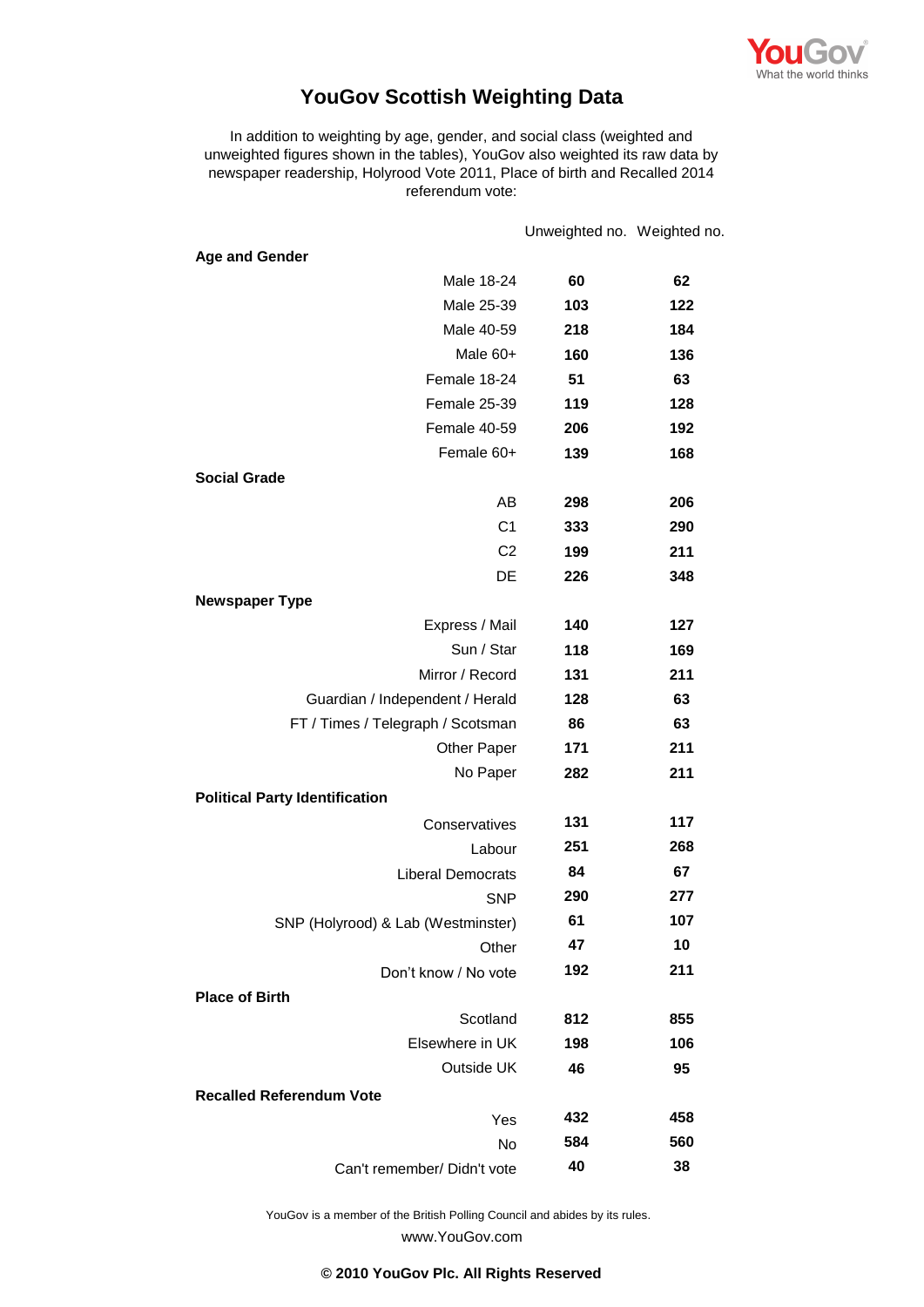# YouGov Scottish Weighting Data

In addition to weighting by age, gender, and social class (weighted and unweighted figures shown in the tables), YouGov also weighted its raw data by newspaper readership, Holyrood Vote 2011, Place of birth and Recalled 2014 referendum vote:

| | Unweighted no. | Weighted no. |
|---|---|---|
| **Age and Gender** | | |
| Male 18-24 | **60** | **62** |
| Male 25-39 | **103** | **122** |
| Male 40-59 | **218** | **184** |
| Male 60+ | **160** | **136** |
| Female 18-24 | **51** | **63** |
| Female 25-39 | **119** | **128** |
| Female 40-59 | **206** | **192** |
| Female 60+ | **139** | **168** |
| **Social Grade** | | |
| AB | **298** | **206** |
| C1 | **333** | **290** |
| C2 | **199** | **211** |
| DE | **226** | **348** |
| **Newspaper Type** | | |
| Express / Mail | **140** | **127** |
| Sun / Star | **118** | **169** |
| Mirror / Record | **131** | **211** |
| Guardian / Independent / Herald | **128** | **63** |
| FT / Times / Telegraph / Scotsman | **86** | **63** |
| Other Paper | **171** | **211** |
| No Paper | **282** | **211** |
| **Political Party Identification** | | |
| Conservatives | **131** | **117** |
| Labour | **251** | **268** |
| Liberal Democrats | **84** | **67** |
| SNP | **290** | **277** |
| SNP (Holyrood) & Lab (Westminster) | **61** | **107** |
| Other | **47** | **10** |
| Don't know / No vote | **192** | **211** |
| **Place of Birth** | | |
| Scotland | **812** | **855** |
| Elsewhere in UK | **198** | **106** |
| Outside UK | **46** | **95** |
| **Recalled Referendum Vote** | | |
| Yes | **432** | **458** |
| No | **584** | **560** |
| Can't remember/ Didn't vote | **40** | **38** |

YouGov is a member of the British Polling Council and abides by its rules.

www.YouGov.com

**© 2010 YouGov Plc. All Rights Reserved**